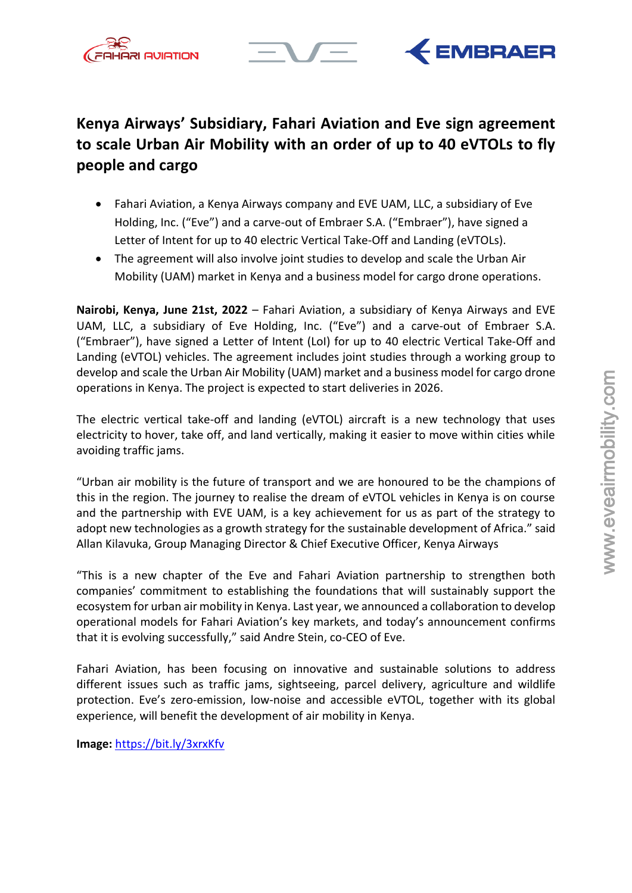# Kenya Airways' Subsidiary, Fahari Aviation and Eve sign agreement to scale Urban Air Mobility with an order of up to 40 eVTOLs to fly people and cargo

- Fahari Aviation, a Kenya Airways company and EVE UAM, LLC, a subsidiary of Eve Holding, Inc. ("Eve") and a carve-out of Embraer S.A. ("Embraer"), have signed a Letter of Intent for up to 40 electric Vertical Take-Off and Landing (eVTOLs).
- The agreement will also involve joint studies to develop and scale the Urban Air Mobility (UAM) market in Kenya and a business model for cargo drone operations.

**Nairobi, Kenya, June 21st, 2022** – Fahari Aviation, a subsidiary of Kenya Airways and EVE UAM, LLC, a subsidiary of Eve Holding, Inc. ("Eve") and a carve-out of Embraer S.A. ("Embraer"), have signed a Letter of Intent (LoI) for up to 40 electric Vertical Take-Off and Landing (eVTOL) vehicles. The agreement includes joint studies through a working group to develop and scale the Urban Air Mobility (UAM) market and a business model for cargo drone operations in Kenya. The project is expected to start deliveries in 2026.

The electric vertical take-off and landing (eVTOL) aircraft is a new technology that uses electricity to hover, take off, and land vertically, making it easier to move within cities while avoiding traffic jams.

"Urban air mobility is the future of transport and we are honoured to be the champions of this in the region. The journey to realise the dream of eVTOL vehicles in Kenya is on course and the partnership with EVE UAM, is a key achievement for us as part of the strategy to adopt new technologies as a growth strategy for the sustainable development of Africa." said Allan Kilavuka, Group Managing Director & Chief Executive Officer, Kenya Airways

"This is a new chapter of the Eve and Fahari Aviation partnership to strengthen both companies' commitment to establishing the foundations that will sustainably support the ecosystem for urban air mobility in Kenya. Last year, we announced a collaboration to develop operational models for Fahari Aviation's key markets, and today's announcement confirms that it is evolving successfully," said Andre Stein, co-CEO of Eve.

Fahari Aviation, has been focusing on innovative and sustainable solutions to address different issues such as traffic jams, sightseeing, parcel delivery, agriculture and wildlife protection. Eve's zero-emission, low-noise and accessible eVTOL, together with its global experience, will benefit the development of air mobility in Kenya.

**Image:** https://bit.ly/3xrxKfv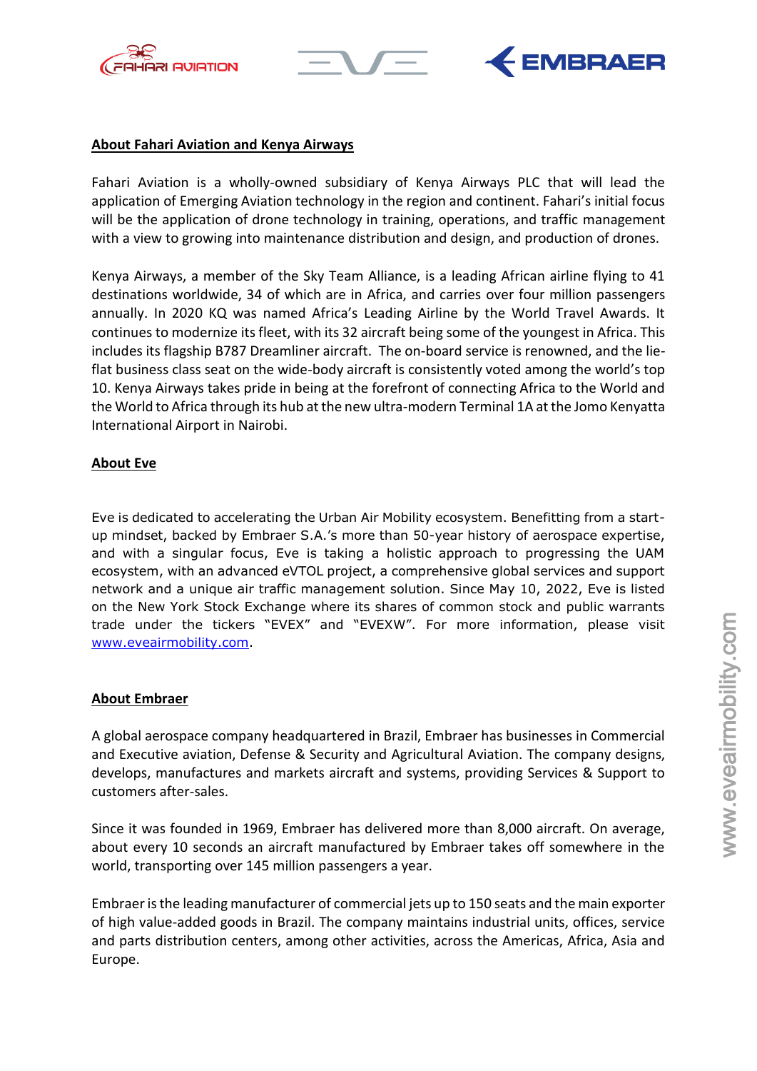## About Fahari Aviation and Kenya Airways

Fahari Aviation is a wholly-owned subsidiary of Kenya Airways PLC that will lead the application of Emerging Aviation technology in the region and continent. Fahari's initial focus will be the application of drone technology in training, operations, and traffic management with a view to growing into maintenance distribution and design, and production of drones.

Kenya Airways, a member of the Sky Team Alliance, is a leading African airline flying to 41 destinations worldwide, 34 of which are in Africa, and carries over four million passengers annually. In 2020 KQ was named Africa's Leading Airline by the World Travel Awards. It continues to modernize its fleet, with its 32 aircraft being some of the youngest in Africa. This includes its flagship B787 Dreamliner aircraft. The on-board service is renowned, and the lie-flat business class seat on the wide-body aircraft is consistently voted among the world's top 10. Kenya Airways takes pride in being at the forefront of connecting Africa to the World and the World to Africa through its hub at the new ultra-modern Terminal 1A at the Jomo Kenyatta International Airport in Nairobi.

## About Eve

Eve is dedicated to accelerating the Urban Air Mobility ecosystem. Benefitting from a start-up mindset, backed by Embraer S.A.'s more than 50-year history of aerospace expertise, and with a singular focus, Eve is taking a holistic approach to progressing the UAM ecosystem, with an advanced eVTOL project, a comprehensive global services and support network and a unique air traffic management solution. Since May 10, 2022, Eve is listed on the New York Stock Exchange where its shares of common stock and public warrants trade under the tickers "EVEX" and "EVEXW". For more information, please visit www.eveairmobility.com.

## About Embraer

A global aerospace company headquartered in Brazil, Embraer has businesses in Commercial and Executive aviation, Defense & Security and Agricultural Aviation. The company designs, develops, manufactures and markets aircraft and systems, providing Services & Support to customers after-sales.

Since it was founded in 1969, Embraer has delivered more than 8,000 aircraft. On average, about every 10 seconds an aircraft manufactured by Embraer takes off somewhere in the world, transporting over 145 million passengers a year.

Embraer is the leading manufacturer of commercial jets up to 150 seats and the main exporter of high value-added goods in Brazil. The company maintains industrial units, offices, service and parts distribution centers, among other activities, across the Americas, Africa, Asia and Europe.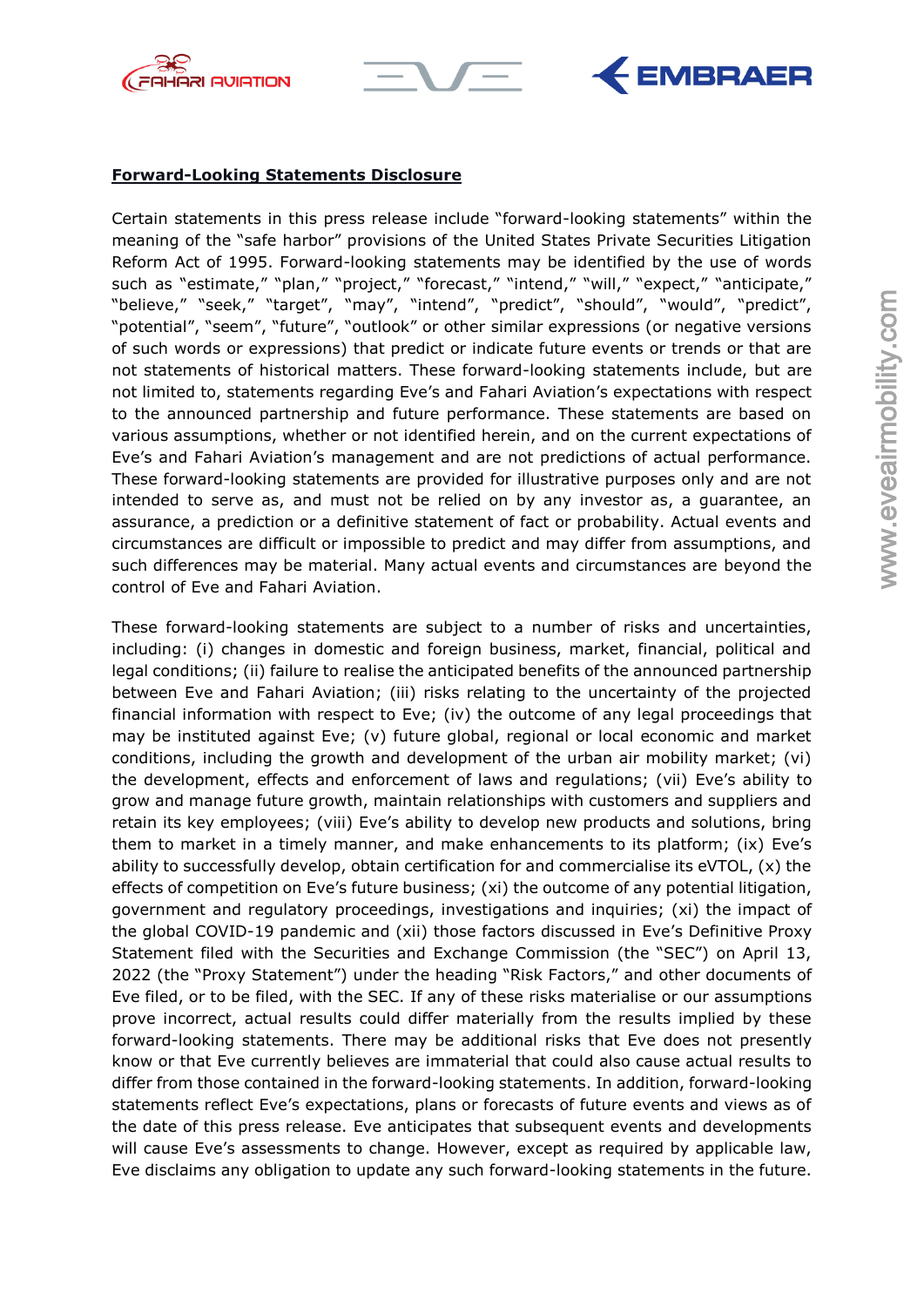**Forward-Looking Statements Disclosure**

Certain statements in this press release include "forward-looking statements" within the meaning of the "safe harbor" provisions of the United States Private Securities Litigation Reform Act of 1995. Forward-looking statements may be identified by the use of words such as "estimate," "plan," "project," "forecast," "intend," "will," "expect," "anticipate," "believe," "seek," "target", "may", "intend", "predict", "should", "would", "predict", "potential", "seem", "future", "outlook" or other similar expressions (or negative versions of such words or expressions) that predict or indicate future events or trends or that are not statements of historical matters. These forward-looking statements include, but are not limited to, statements regarding Eve's and Fahari Aviation's expectations with respect to the announced partnership and future performance. These statements are based on various assumptions, whether or not identified herein, and on the current expectations of Eve's and Fahari Aviation's management and are not predictions of actual performance. These forward-looking statements are provided for illustrative purposes only and are not intended to serve as, and must not be relied on by any investor as, a guarantee, an assurance, a prediction or a definitive statement of fact or probability. Actual events and circumstances are difficult or impossible to predict and may differ from assumptions, and such differences may be material. Many actual events and circumstances are beyond the control of Eve and Fahari Aviation.

These forward-looking statements are subject to a number of risks and uncertainties, including: (i) changes in domestic and foreign business, market, financial, political and legal conditions; (ii) failure to realise the anticipated benefits of the announced partnership between Eve and Fahari Aviation; (iii) risks relating to the uncertainty of the projected financial information with respect to Eve; (iv) the outcome of any legal proceedings that may be instituted against Eve; (v) future global, regional or local economic and market conditions, including the growth and development of the urban air mobility market; (vi) the development, effects and enforcement of laws and regulations; (vii) Eve's ability to grow and manage future growth, maintain relationships with customers and suppliers and retain its key employees; (viii) Eve's ability to develop new products and solutions, bring them to market in a timely manner, and make enhancements to its platform; (ix) Eve's ability to successfully develop, obtain certification for and commercialise its eVTOL, (x) the effects of competition on Eve's future business; (xi) the outcome of any potential litigation, government and regulatory proceedings, investigations and inquiries; (xi) the impact of the global COVID-19 pandemic and (xii) those factors discussed in Eve's Definitive Proxy Statement filed with the Securities and Exchange Commission (the "SEC") on April 13, 2022 (the "Proxy Statement") under the heading "Risk Factors," and other documents of Eve filed, or to be filed, with the SEC. If any of these risks materialise or our assumptions prove incorrect, actual results could differ materially from the results implied by these forward-looking statements. There may be additional risks that Eve does not presently know or that Eve currently believes are immaterial that could also cause actual results to differ from those contained in the forward-looking statements. In addition, forward-looking statements reflect Eve's expectations, plans or forecasts of future events and views as of the date of this press release. Eve anticipates that subsequent events and developments will cause Eve's assessments to change. However, except as required by applicable law, Eve disclaims any obligation to update any such forward-looking statements in the future.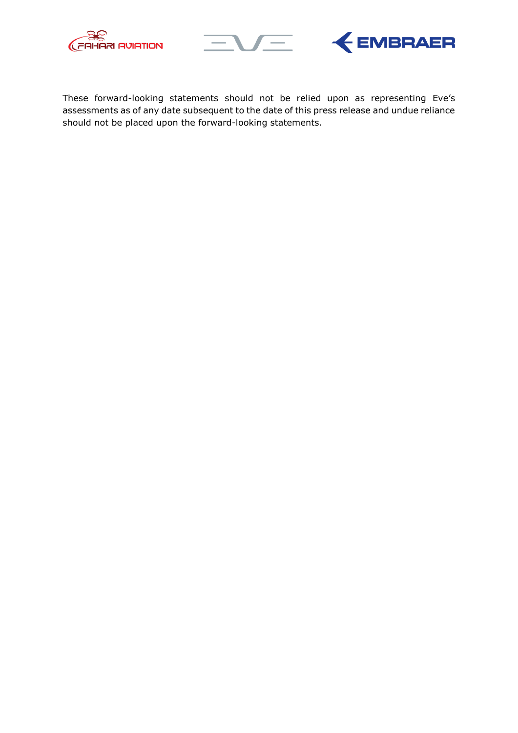These forward-looking statements should not be relied upon as representing Eve's assessments as of any date subsequent to the date of this press release and undue reliance should not be placed upon the forward-looking statements.